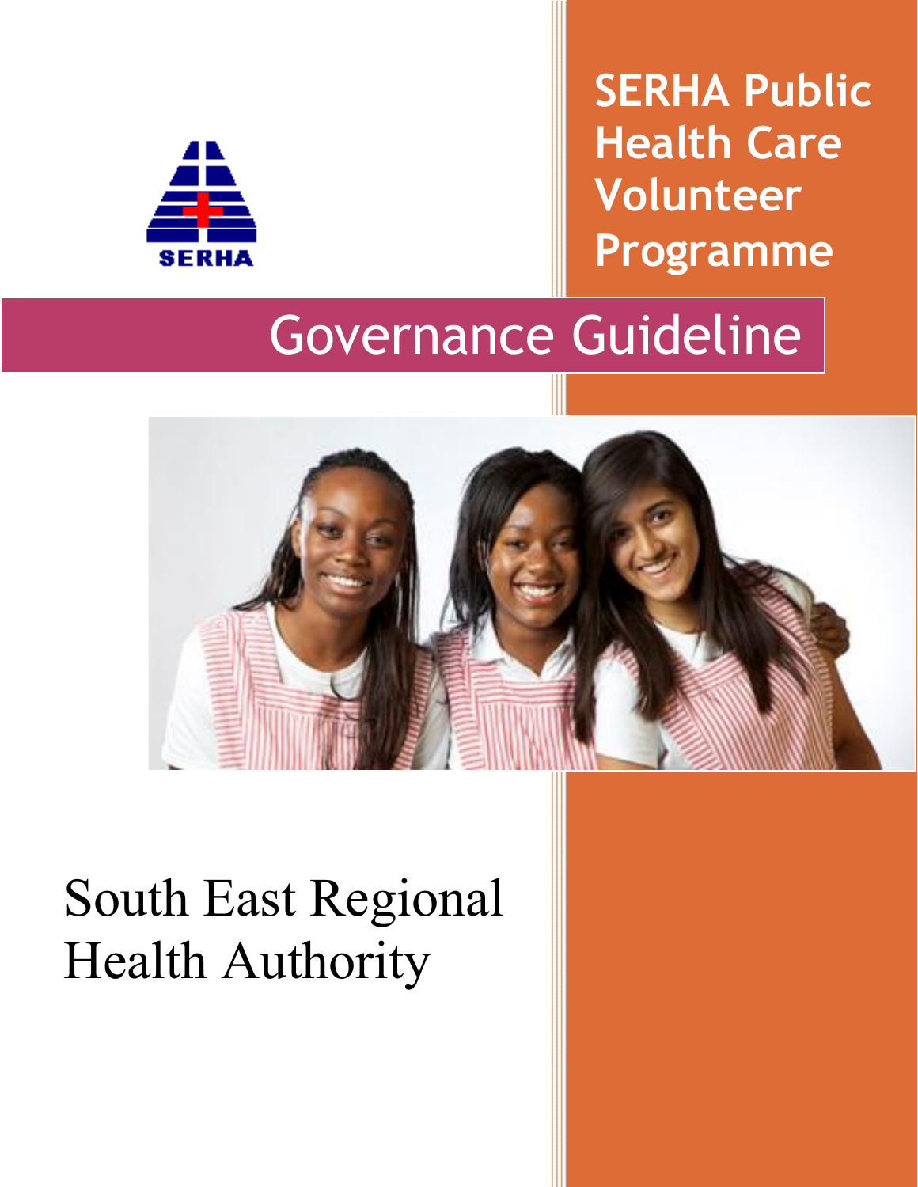SERHA

# SERHA Public Health Care Volunteer Programme

## Governance Guideline

South East Regional Health Authority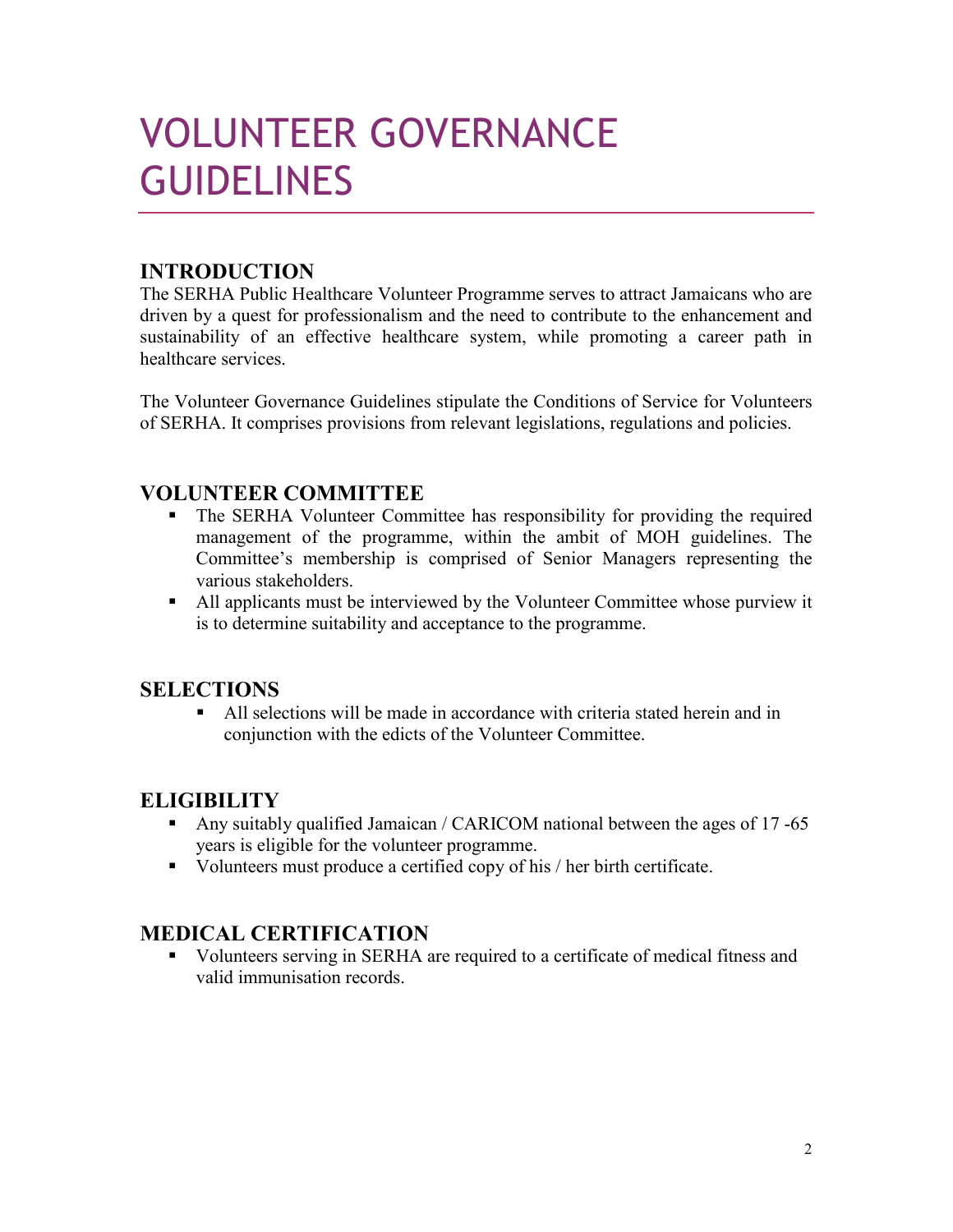# VOLUNTEER GOVERNANCE GUIDELINES

## INTRODUCTION

The SERHA Public Healthcare Volunteer Programme serves to attract Jamaicans who are driven by a quest for professionalism and the need to contribute to the enhancement and sustainability of an effective healthcare system, while promoting a career path in healthcare services.

The Volunteer Governance Guidelines stipulate the Conditions of Service for Volunteers of SERHA. It comprises provisions from relevant legislations, regulations and policies.

## VOLUNTEER COMMITTEE

- The SERHA Volunteer Committee has responsibility for providing the required management of the programme, within the ambit of MOH guidelines. The Committee's membership is comprised of Senior Managers representing the various stakeholders.
- All applicants must be interviewed by the Volunteer Committee whose purview it is to determine suitability and acceptance to the programme.

## SELECTIONS

- All selections will be made in accordance with criteria stated herein and in conjunction with the edicts of the Volunteer Committee.

## ELIGIBILITY

- Any suitably qualified Jamaican / CARICOM national between the ages of 17 -65 years is eligible for the volunteer programme.
- Volunteers must produce a certified copy of his / her birth certificate.

## MEDICAL CERTIFICATION

- Volunteers serving in SERHA are required to a certificate of medical fitness and valid immunisation records.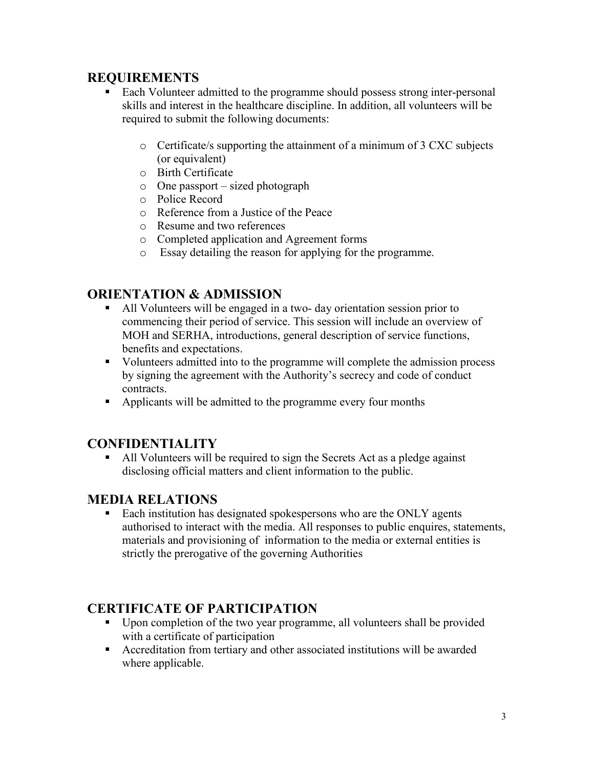## REQUIREMENTS

- Each Volunteer admitted to the programme should possess strong inter-personal skills and interest in the healthcare discipline. In addition, all volunteers will be required to submit the following documents:
  - Certificate/s supporting the attainment of a minimum of 3 CXC subjects (or equivalent)
  - Birth Certificate
  - One passport – sized photograph
  - Police Record
  - Reference from a Justice of the Peace
  - Resume and two references
  - Completed application and Agreement forms
  - Essay detailing the reason for applying for the programme.

## ORIENTATION & ADMISSION

- All Volunteers will be engaged in a two- day orientation session prior to commencing their period of service. This session will include an overview of MOH and SERHA, introductions, general description of service functions, benefits and expectations.
- Volunteers admitted into to the programme will complete the admission process by signing the agreement with the Authority's secrecy and code of conduct contracts.
- Applicants will be admitted to the programme every four months

## CONFIDENTIALITY

- All Volunteers will be required to sign the Secrets Act as a pledge against disclosing official matters and client information to the public.

## MEDIA RELATIONS

- Each institution has designated spokespersons who are the ONLY agents authorised to interact with the media. All responses to public enquires, statements, materials and provisioning of information to the media or external entities is strictly the prerogative of the governing Authorities

## CERTIFICATE OF PARTICIPATION

- Upon completion of the two year programme, all volunteers shall be provided with a certificate of participation
- Accreditation from tertiary and other associated institutions will be awarded where applicable.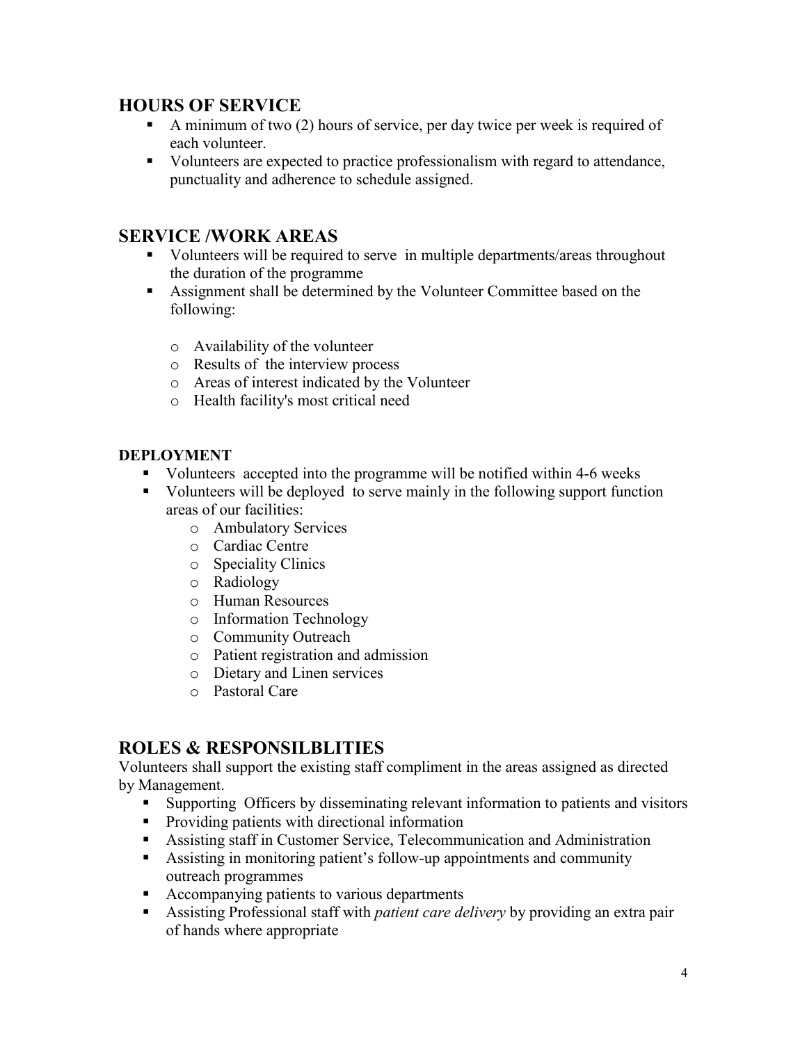## HOURS OF SERVICE

- A minimum of two (2) hours of service, per day twice per week is required of each volunteer.
- Volunteers are expected to practice professionalism with regard to attendance, punctuality and adherence to schedule assigned.

## SERVICE /WORK AREAS

- Volunteers will be required to serve in multiple departments/areas throughout the duration of the programme
- Assignment shall be determined by the Volunteer Committee based on the following:
  - Availability of the volunteer
  - Results of the interview process
  - Areas of interest indicated by the Volunteer
  - Health facility's most critical need

### DEPLOYMENT

- Volunteers accepted into the programme will be notified within 4-6 weeks
- Volunteers will be deployed to serve mainly in the following support function areas of our facilities:
  - Ambulatory Services
  - Cardiac Centre
  - Speciality Clinics
  - Radiology
  - Human Resources
  - Information Technology
  - Community Outreach
  - Patient registration and admission
  - Dietary and Linen services
  - Pastoral Care

## ROLES & RESPONSILBLITIES

Volunteers shall support the existing staff compliment in the areas assigned as directed by Management.

- Supporting Officers by disseminating relevant information to patients and visitors
- Providing patients with directional information
- Assisting staff in Customer Service, Telecommunication and Administration
- Assisting in monitoring patient's follow-up appointments and community outreach programmes
- Accompanying patients to various departments
- Assisting Professional staff with *patient care delivery* by providing an extra pair of hands where appropriate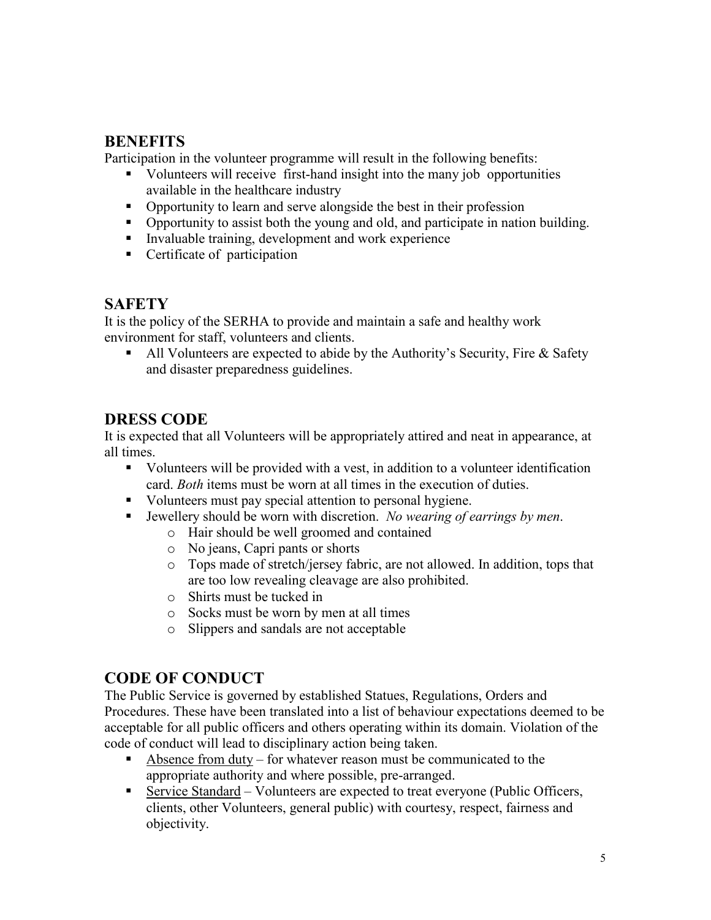## BENEFITS

Participation in the volunteer programme will result in the following benefits:

- Volunteers will receive first-hand insight into the many job opportunities available in the healthcare industry
- Opportunity to learn and serve alongside the best in their profession
- Opportunity to assist both the young and old, and participate in nation building.
- Invaluable training, development and work experience
- Certificate of participation

## SAFETY

It is the policy of the SERHA to provide and maintain a safe and healthy work environment for staff, volunteers and clients.

- All Volunteers are expected to abide by the Authority's Security, Fire & Safety and disaster preparedness guidelines.

## DRESS CODE

It is expected that all Volunteers will be appropriately attired and neat in appearance, at all times.

- Volunteers will be provided with a vest, in addition to a volunteer identification card. *Both* items must be worn at all times in the execution of duties.
- Volunteers must pay special attention to personal hygiene.
- Jewellery should be worn with discretion. *No wearing of earrings by men*.
  - Hair should be well groomed and contained
  - No jeans, Capri pants or shorts
  - Tops made of stretch/jersey fabric, are not allowed. In addition, tops that are too low revealing cleavage are also prohibited.
  - Shirts must be tucked in
  - Socks must be worn by men at all times
  - Slippers and sandals are not acceptable

## CODE OF CONDUCT

The Public Service is governed by established Statues, Regulations, Orders and Procedures. These have been translated into a list of behaviour expectations deemed to be acceptable for all public officers and others operating within its domain. Violation of the code of conduct will lead to disciplinary action being taken.

- <u>Absence from duty</u> – for whatever reason must be communicated to the appropriate authority and where possible, pre-arranged.
- <u>Service Standard</u> – Volunteers are expected to treat everyone (Public Officers, clients, other Volunteers, general public) with courtesy, respect, fairness and objectivity.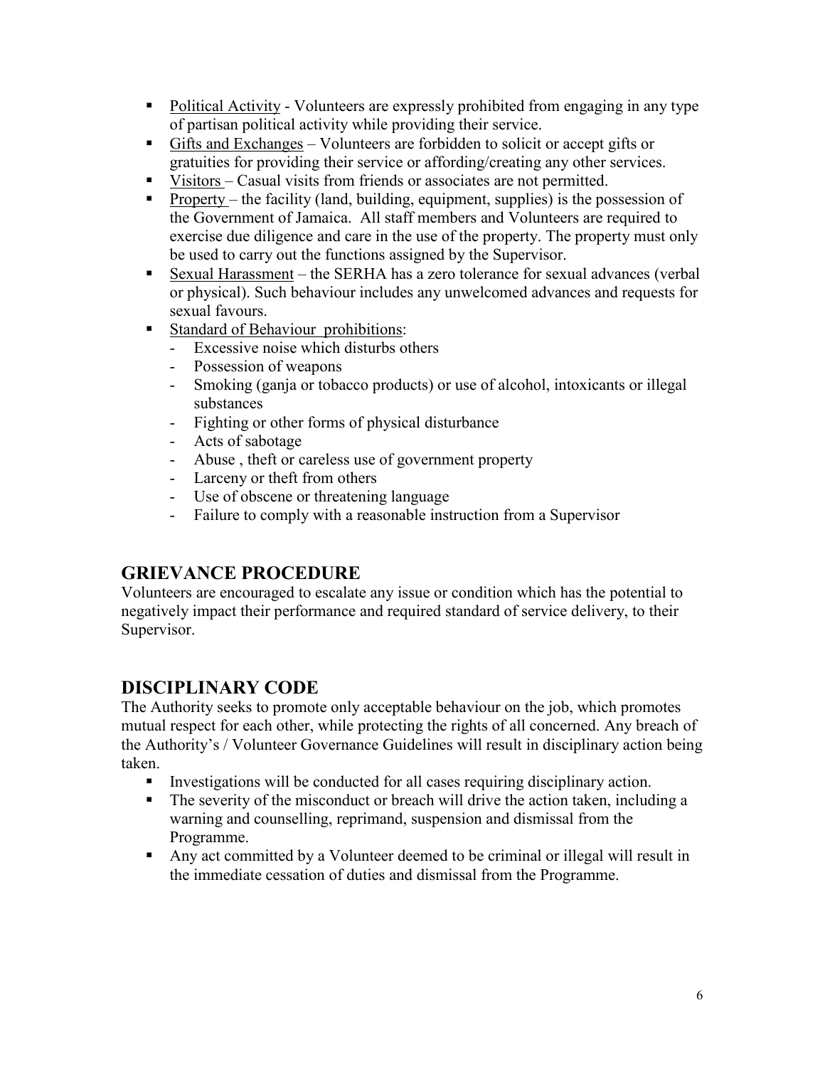- Political Activity - Volunteers are expressly prohibited from engaging in any type of partisan political activity while providing their service.
- Gifts and Exchanges – Volunteers are forbidden to solicit or accept gifts or gratuities for providing their service or affording/creating any other services.
- Visitors – Casual visits from friends or associates are not permitted.
- Property – the facility (land, building, equipment, supplies) is the possession of the Government of Jamaica. All staff members and Volunteers are required to exercise due diligence and care in the use of the property. The property must only be used to carry out the functions assigned by the Supervisor.
- Sexual Harassment – the SERHA has a zero tolerance for sexual advances (verbal or physical). Such behaviour includes any unwelcomed advances and requests for sexual favours.
- Standard of Behaviour prohibitions:
  - Excessive noise which disturbs others
  - Possession of weapons
  - Smoking (ganja or tobacco products) or use of alcohol, intoxicants or illegal substances
  - Fighting or other forms of physical disturbance
  - Acts of sabotage
  - Abuse , theft or careless use of government property
  - Larceny or theft from others
  - Use of obscene or threatening language
  - Failure to comply with a reasonable instruction from a Supervisor

## GRIEVANCE PROCEDURE

Volunteers are encouraged to escalate any issue or condition which has the potential to negatively impact their performance and required standard of service delivery, to their Supervisor.

## DISCIPLINARY CODE

The Authority seeks to promote only acceptable behaviour on the job, which promotes mutual respect for each other, while protecting the rights of all concerned. Any breach of the Authority's / Volunteer Governance Guidelines will result in disciplinary action being taken.

- Investigations will be conducted for all cases requiring disciplinary action.
- The severity of the misconduct or breach will drive the action taken, including a warning and counselling, reprimand, suspension and dismissal from the Programme.
- Any act committed by a Volunteer deemed to be criminal or illegal will result in the immediate cessation of duties and dismissal from the Programme.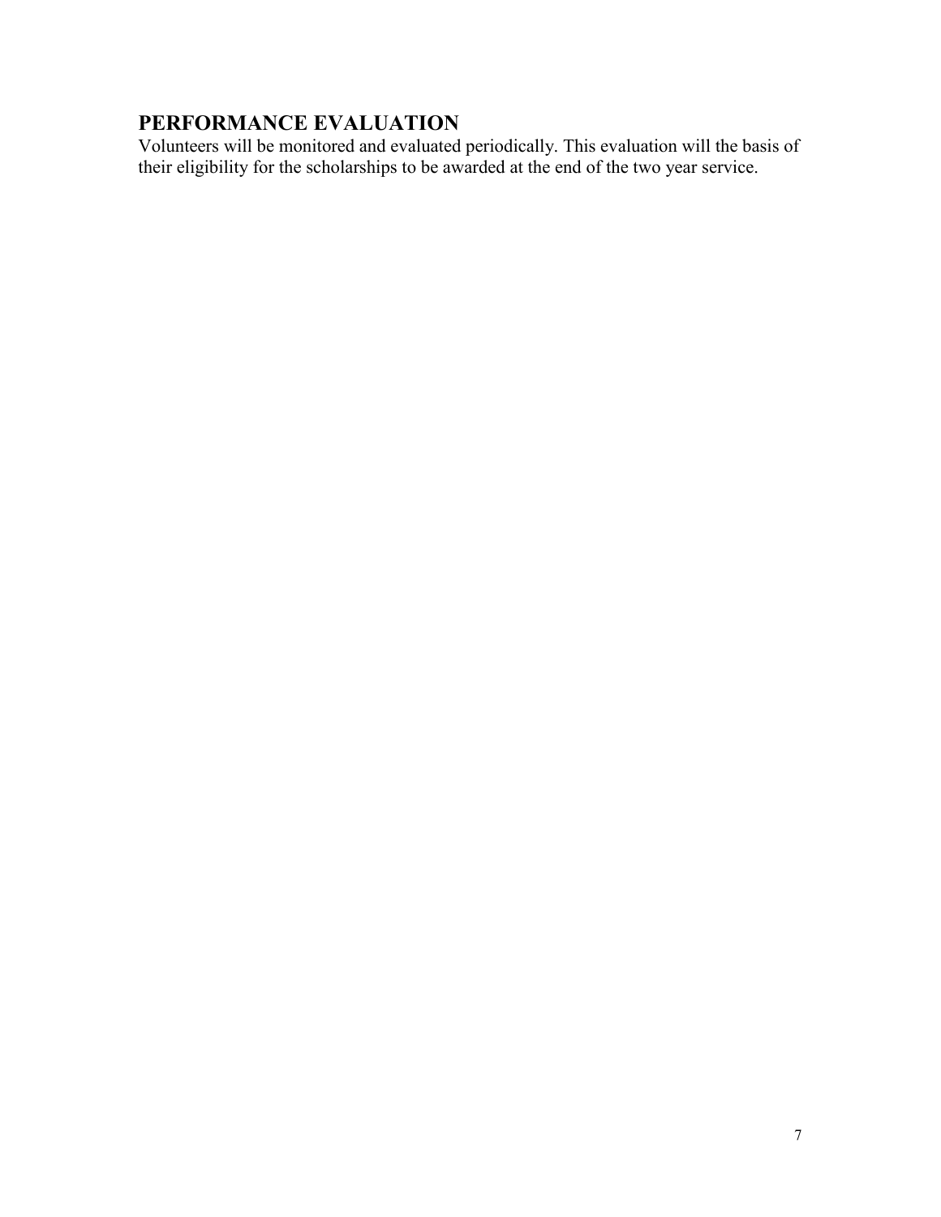## PERFORMANCE EVALUATION

Volunteers will be monitored and evaluated periodically. This evaluation will the basis of their eligibility for the scholarships to be awarded at the end of the two year service.